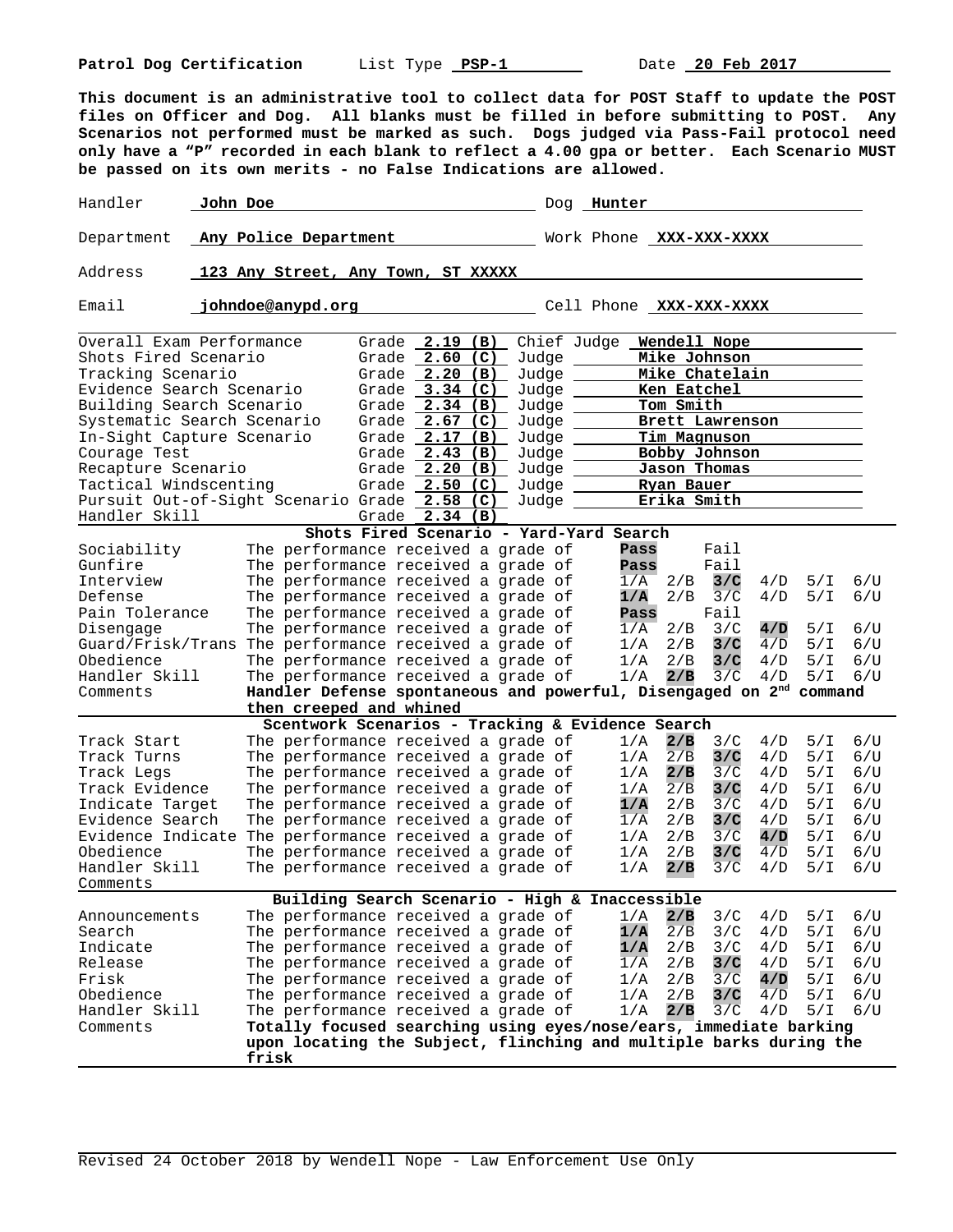**Patrol Dog Certification** List Type **PSP-1** Date **20 Feb 2017**

**This document is an administrative tool to collect data for POST Staff to update the POST files on Officer and Dog. All blanks must be filled in before submitting to POST. Any Scenarios not performed must be marked as such. Dogs judged via Pass-Fail protocol need only have a "P" recorded in each blank to reflect a 4.00 gpa or better. Each Scenario MUST be passed on its own merits - no False Indications are allowed.**

Handler **John Doe** Dog **Hunter**

Department **Any Police Department** Work Phone **XXX-XXX-XXXX**

Address **123 Any Street, Any Town, ST XXXXX**

Email **johndoe@anypd.org** Cell Phone **XXX-XXX-XXXX**

| | Grade | Judge |
|---|---|---|
| Overall Exam Performance | **2.19 (B)** | Chief Judge **Wendell Nope** |
| Shots Fired Scenario | **2.60 (C)** | **Mike Johnson** |
| Tracking Scenario | **2.20 (B)** | **Mike Chatelain** |
| Evidence Search Scenario | **3.34 (C)** | **Ken Eatchel** |
| Building Search Scenario | **2.34 (B)** | **Tom Smith** |
| Systematic Search Scenario | **2.67 (C)** | **Brett Lawrenson** |
| In-Sight Capture Scenario | **2.17 (B)** | **Tim Magnuson** |
| Courage Test | **2.43 (B)** | **Bobby Johnson** |
| Recapture Scenario | **2.20 (B)** | **Jason Thomas** |
| Tactical Windscenting | **2.50 (C)** | **Ryan Bauer** |
| Pursuit Out-of-Sight Scenario | **2.58 (C)** | **Erika Smith** |
| Handler Skill | **2.34 (B)** | |

**Shots Fired Scenario - Yard-Yard Search**

| Item | | | | | | | | |
|---|---|---|---|---|---|---|---|---|
| Sociability | The performance received a grade of | **Pass** | | Fail | | | | |
| Gunfire | The performance received a grade of | **Pass** | | Fail | | | | |
| Interview | The performance received a grade of | 1/A | 2/B | **3/C** | 4/D | 5/I | 6/U | |
| Defense | The performance received a grade of | **1/A** | 2/B | 3/C | 4/D | 5/I | 6/U | |
| Pain Tolerance | The performance received a grade of | **Pass** | | Fail | | | | |
| Disengage | The performance received a grade of | 1/A | 2/B | 3/C | **4/D** | 5/I | 6/U | |
| Guard/Frisk/Trans | The performance received a grade of | 1/A | 2/B | **3/C** | 4/D | 5/I | 6/U | |
| Obedience | The performance received a grade of | 1/A | 2/B | **3/C** | 4/D | 5/I | 6/U | |
| Handler Skill | The performance received a grade of | 1/A | **2/B** | 3/C | 4/D | 5/I | 6/U | |

Comments: **Handler Defense spontaneous and powerful, Disengaged on 2nd command then creeped and whined**

**Scentwork Scenarios - Tracking & Evidence Search**

| Item | | | | | | | |
|---|---|---|---|---|---|---|---|
| Track Start | The performance received a grade of | 1/A | **2/B** | 3/C | 4/D | 5/I | 6/U |
| Track Turns | The performance received a grade of | 1/A | 2/B | **3/C** | 4/D | 5/I | 6/U |
| Track Legs | The performance received a grade of | 1/A | **2/B** | 3/C | 4/D | 5/I | 6/U |
| Track Evidence | The performance received a grade of | 1/A | 2/B | **3/C** | 4/D | 5/I | 6/U |
| Indicate Target | The performance received a grade of | **1/A** | 2/B | 3/C | 4/D | 5/I | 6/U |
| Evidence Search | The performance received a grade of | 1/A | 2/B | **3/C** | 4/D | 5/I | 6/U |
| Evidence Indicate | The performance received a grade of | 1/A | 2/B | 3/C | **4/D** | 5/I | 6/U |
| Obedience | The performance received a grade of | 1/A | 2/B | **3/C** | 4/D | 5/I | 6/U |
| Handler Skill | The performance received a grade of | 1/A | **2/B** | 3/C | 4/D | 5/I | 6/U |

Comments

**Building Search Scenario - High & Inaccessible**

| Item | | | | | | | |
|---|---|---|---|---|---|---|---|
| Announcements | The performance received a grade of | 1/A | **2/B** | 3/C | 4/D | 5/I | 6/U |
| Search | The performance received a grade of | **1/A** | 2/B | 3/C | 4/D | 5/I | 6/U |
| Indicate | The performance received a grade of | **1/A** | 2/B | 3/C | 4/D | 5/I | 6/U |
| Release | The performance received a grade of | 1/A | 2/B | **3/C** | 4/D | 5/I | 6/U |
| Frisk | The performance received a grade of | 1/A | 2/B | 3/C | **4/D** | 5/I | 6/U |
| Obedience | The performance received a grade of | 1/A | 2/B | **3/C** | 4/D | 5/I | 6/U |
| Handler Skill | The performance received a grade of | 1/A | **2/B** | 3/C | 4/D | 5/I | 6/U |

Comments: **Totally focused searching using eyes/nose/ears, immediate barking upon locating the Subject, flinching and multiple barks during the frisk**

Revised 24 October 2018 by Wendell Nope - Law Enforcement Use Only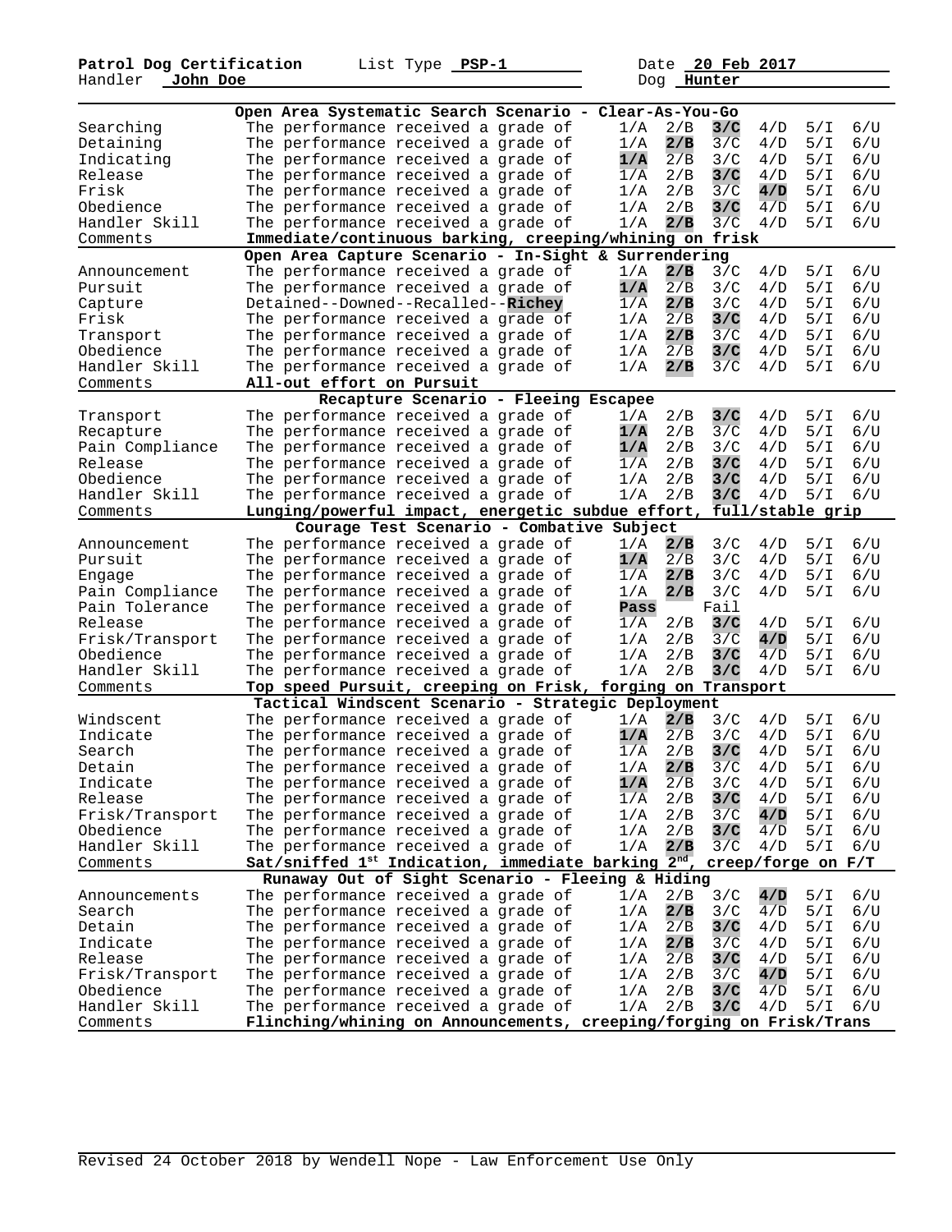**Patrol Dog Certification** List Type **PSP-1** Date **20 Feb 2017**
Handler **John Doe** Dog **Hunter**

| | **Open Area Systematic Search Scenario - Clear-As-You-Go** | | | | | | |
|---|---|---|---|---|---|---|---|
| Searching | The performance received a grade of | 1/A | 2/B | **3/C** | 4/D | 5/I | 6/U |
| Detaining | The performance received a grade of | 1/A | **2/B** | 3/C | 4/D | 5/I | 6/U |
| Indicating | The performance received a grade of | **1/A** | 2/B | 3/C | 4/D | 5/I | 6/U |
| Release | The performance received a grade of | 1/A | 2/B | **3/C** | 4/D | 5/I | 6/U |
| Frisk | The performance received a grade of | 1/A | 2/B | 3/C | **4/D** | 5/I | 6/U |
| Obedience | The performance received a grade of | 1/A | 2/B | **3/C** | 4/D | 5/I | 6/U |
| Handler Skill | The performance received a grade of | 1/A | **2/B** | 3/C | 4/D | 5/I | 6/U |
| Comments | **Immediate/continuous barking, creeping/whining on frisk** | | | | | | |
| | **Open Area Capture Scenario - In-Sight & Surrendering** | | | | | | |
| Announcement | The performance received a grade of | 1/A | **2/B** | 3/C | 4/D | 5/I | 6/U |
| Pursuit | The performance received a grade of | **1/A** | 2/B | 3/C | 4/D | 5/I | 6/U |
| Capture | Detained--Downed--Recalled--**Richey** | 1/A | **2/B** | 3/C | 4/D | 5/I | 6/U |
| Frisk | The performance received a grade of | 1/A | 2/B | **3/C** | 4/D | 5/I | 6/U |
| Transport | The performance received a grade of | 1/A | **2/B** | 3/C | 4/D | 5/I | 6/U |
| Obedience | The performance received a grade of | 1/A | 2/B | **3/C** | 4/D | 5/I | 6/U |
| Handler Skill | The performance received a grade of | 1/A | **2/B** | 3/C | 4/D | 5/I | 6/U |
| Comments | **All-out effort on Pursuit** | | | | | | |
| | **Recapture Scenario - Fleeing Escapee** | | | | | | |
| Transport | The performance received a grade of | 1/A | 2/B | **3/C** | 4/D | 5/I | 6/U |
| Recapture | The performance received a grade of | **1/A** | 2/B | 3/C | 4/D | 5/I | 6/U |
| Pain Compliance | The performance received a grade of | **1/A** | 2/B | 3/C | 4/D | 5/I | 6/U |
| Release | The performance received a grade of | 1/A | 2/B | **3/C** | 4/D | 5/I | 6/U |
| Obedience | The performance received a grade of | 1/A | 2/B | **3/C** | 4/D | 5/I | 6/U |
| Handler Skill | The performance received a grade of | 1/A | 2/B | **3/C** | 4/D | 5/I | 6/U |
| Comments | **Lunging/powerful impact, energetic subdue effort, full/stable grip** | | | | | | |
| | **Courage Test Scenario - Combative Subject** | | | | | | |
| Announcement | The performance received a grade of | 1/A | **2/B** | 3/C | 4/D | 5/I | 6/U |
| Pursuit | The performance received a grade of | **1/A** | 2/B | 3/C | 4/D | 5/I | 6/U |
| Engage | The performance received a grade of | 1/A | **2/B** | 3/C | 4/D | 5/I | 6/U |
| Pain Compliance | The performance received a grade of | 1/A | **2/B** | 3/C | 4/D | 5/I | 6/U |
| Pain Tolerance | The performance received a grade of | **Pass** | | Fail | | | |
| Release | The performance received a grade of | 1/A | 2/B | **3/C** | 4/D | 5/I | 6/U |
| Frisk/Transport | The performance received a grade of | 1/A | 2/B | 3/C | **4/D** | 5/I | 6/U |
| Obedience | The performance received a grade of | 1/A | 2/B | **3/C** | 4/D | 5/I | 6/U |
| Handler Skill | The performance received a grade of | 1/A | 2/B | **3/C** | 4/D | 5/I | 6/U |
| Comments | **Top speed Pursuit, creeping on Frisk, forging on Transport** | | | | | | |
| | **Tactical Windscent Scenario - Strategic Deployment** | | | | | | |
| Windscent | The performance received a grade of | 1/A | **2/B** | 3/C | 4/D | 5/I | 6/U |
| Indicate | The performance received a grade of | **1/A** | 2/B | 3/C | 4/D | 5/I | 6/U |
| Search | The performance received a grade of | 1/A | 2/B | **3/C** | 4/D | 5/I | 6/U |
| Detain | The performance received a grade of | 1/A | **2/B** | 3/C | 4/D | 5/I | 6/U |
| Indicate | The performance received a grade of | **1/A** | 2/B | 3/C | 4/D | 5/I | 6/U |
| Release | The performance received a grade of | 1/A | 2/B | **3/C** | 4/D | 5/I | 6/U |
| Frisk/Transport | The performance received a grade of | 1/A | 2/B | 3/C | **4/D** | 5/I | 6/U |
| Obedience | The performance received a grade of | 1/A | 2/B | **3/C** | 4/D | 5/I | 6/U |
| Handler Skill | The performance received a grade of | 1/A | **2/B** | 3/C | 4/D | 5/I | 6/U |
| Comments | **Sat/sniffed 1st Indication, immediate barking 2nd, creep/forge on F/T** | | | | | | |
| | **Runaway Out of Sight Scenario - Fleeing & Hiding** | | | | | | |
| Announcements | The performance received a grade of | 1/A | 2/B | 3/C | **4/D** | 5/I | 6/U |
| Search | The performance received a grade of | 1/A | **2/B** | 3/C | 4/D | 5/I | 6/U |
| Detain | The performance received a grade of | 1/A | 2/B | **3/C** | 4/D | 5/I | 6/U |
| Indicate | The performance received a grade of | 1/A | **2/B** | 3/C | 4/D | 5/I | 6/U |
| Release | The performance received a grade of | 1/A | 2/B | **3/C** | 4/D | 5/I | 6/U |
| Frisk/Transport | The performance received a grade of | 1/A | 2/B | 3/C | **4/D** | 5/I | 6/U |
| Obedience | The performance received a grade of | 1/A | 2/B | **3/C** | 4/D | 5/I | 6/U |
| Handler Skill | The performance received a grade of | 1/A | 2/B | **3/C** | 4/D | 5/I | 6/U |
| Comments | **Flinching/whining on Announcements, creeping/forging on Frisk/Trans** | | | | | | |

Revised 24 October 2018 by Wendell Nope - Law Enforcement Use Only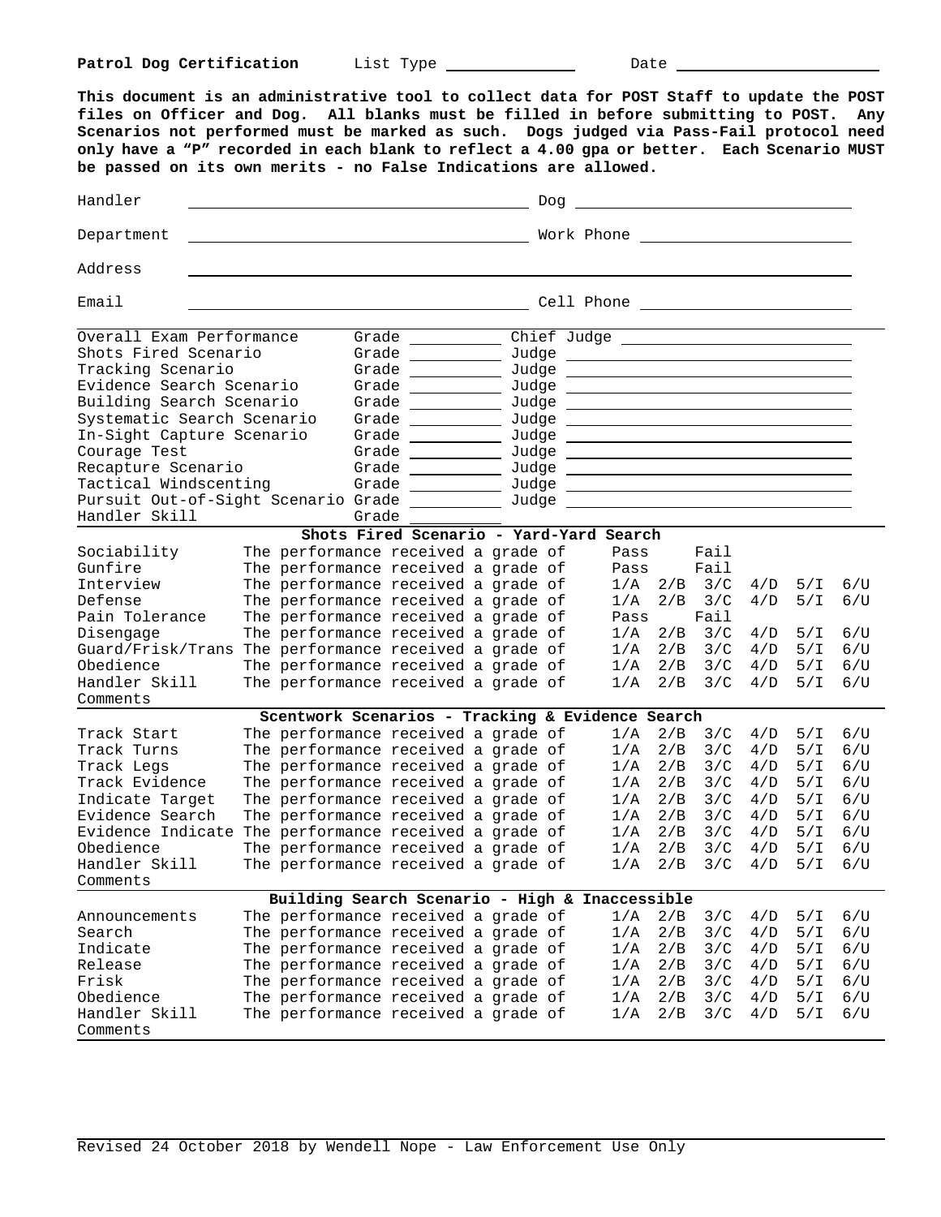**Patrol Dog Certification** List Type ______________ Date ______________________

**This document is an administrative tool to collect data for POST Staff to update the POST files on Officer and Dog. All blanks must be filled in before submitting to POST. Any Scenarios not performed must be marked as such. Dogs judged via Pass-Fail protocol need only have a "P" recorded in each blank to reflect a 4.00 gpa or better. Each Scenario MUST be passed on its own merits - no False Indications are allowed.**

Handler ______________________ Dog ______________________

Department ______________________ Work Phone ______________________

Address ______________________________________________

Email ______________________ Cell Phone ______________________

| | | |
|---|---|---|
| Overall Exam Performance | Grade ________ | Chief Judge ______________________ |
| Shots Fired Scenario | Grade ________ | Judge ______________________ |
| Tracking Scenario | Grade ________ | Judge ______________________ |
| Evidence Search Scenario | Grade ________ | Judge ______________________ |
| Building Search Scenario | Grade ________ | Judge ______________________ |
| Systematic Search Scenario | Grade ________ | Judge ______________________ |
| In-Sight Capture Scenario | Grade ________ | Judge ______________________ |
| Courage Test | Grade ________ | Judge ______________________ |
| Recapture Scenario | Grade ________ | Judge ______________________ |
| Tactical Windscenting | Grade ________ | Judge ______________________ |
| Pursuit Out-of-Sight Scenario | Grade ________ | Judge ______________________ |
| Handler Skill | Grade ________ | |

### Shots Fired Scenario - Yard-Yard Search

| | | | | | | | |
|---|---|---|---|---|---|---|---|
| Sociability | The performance received a grade of | Pass | | Fail | | | |
| Gunfire | The performance received a grade of | Pass | | Fail | | | |
| Interview | The performance received a grade of | 1/A | 2/B | 3/C | 4/D | 5/I | 6/U |
| Defense | The performance received a grade of | 1/A | 2/B | 3/C | 4/D | 5/I | 6/U |
| Pain Tolerance | The performance received a grade of | Pass | | Fail | | | |
| Disengage | The performance received a grade of | 1/A | 2/B | 3/C | 4/D | 5/I | 6/U |
| Guard/Frisk/Trans | The performance received a grade of | 1/A | 2/B | 3/C | 4/D | 5/I | 6/U |
| Obedience | The performance received a grade of | 1/A | 2/B | 3/C | 4/D | 5/I | 6/U |
| Handler Skill | The performance received a grade of | 1/A | 2/B | 3/C | 4/D | 5/I | 6/U |

Comments

### Scentwork Scenarios - Tracking & Evidence Search

| | | | | | | | |
|---|---|---|---|---|---|---|---|
| Track Start | The performance received a grade of | 1/A | 2/B | 3/C | 4/D | 5/I | 6/U |
| Track Turns | The performance received a grade of | 1/A | 2/B | 3/C | 4/D | 5/I | 6/U |
| Track Legs | The performance received a grade of | 1/A | 2/B | 3/C | 4/D | 5/I | 6/U |
| Track Evidence | The performance received a grade of | 1/A | 2/B | 3/C | 4/D | 5/I | 6/U |
| Indicate Target | The performance received a grade of | 1/A | 2/B | 3/C | 4/D | 5/I | 6/U |
| Evidence Search | The performance received a grade of | 1/A | 2/B | 3/C | 4/D | 5/I | 6/U |
| Evidence Indicate | The performance received a grade of | 1/A | 2/B | 3/C | 4/D | 5/I | 6/U |
| Obedience | The performance received a grade of | 1/A | 2/B | 3/C | 4/D | 5/I | 6/U |
| Handler Skill | The performance received a grade of | 1/A | 2/B | 3/C | 4/D | 5/I | 6/U |

Comments

### Building Search Scenario - High & Inaccessible

| | | | | | | | |
|---|---|---|---|---|---|---|---|
| Announcements | The performance received a grade of | 1/A | 2/B | 3/C | 4/D | 5/I | 6/U |
| Search | The performance received a grade of | 1/A | 2/B | 3/C | 4/D | 5/I | 6/U |
| Indicate | The performance received a grade of | 1/A | 2/B | 3/C | 4/D | 5/I | 6/U |
| Release | The performance received a grade of | 1/A | 2/B | 3/C | 4/D | 5/I | 6/U |
| Frisk | The performance received a grade of | 1/A | 2/B | 3/C | 4/D | 5/I | 6/U |
| Obedience | The performance received a grade of | 1/A | 2/B | 3/C | 4/D | 5/I | 6/U |
| Handler Skill | The performance received a grade of | 1/A | 2/B | 3/C | 4/D | 5/I | 6/U |

Comments

Revised 24 October 2018 by Wendell Nope - Law Enforcement Use Only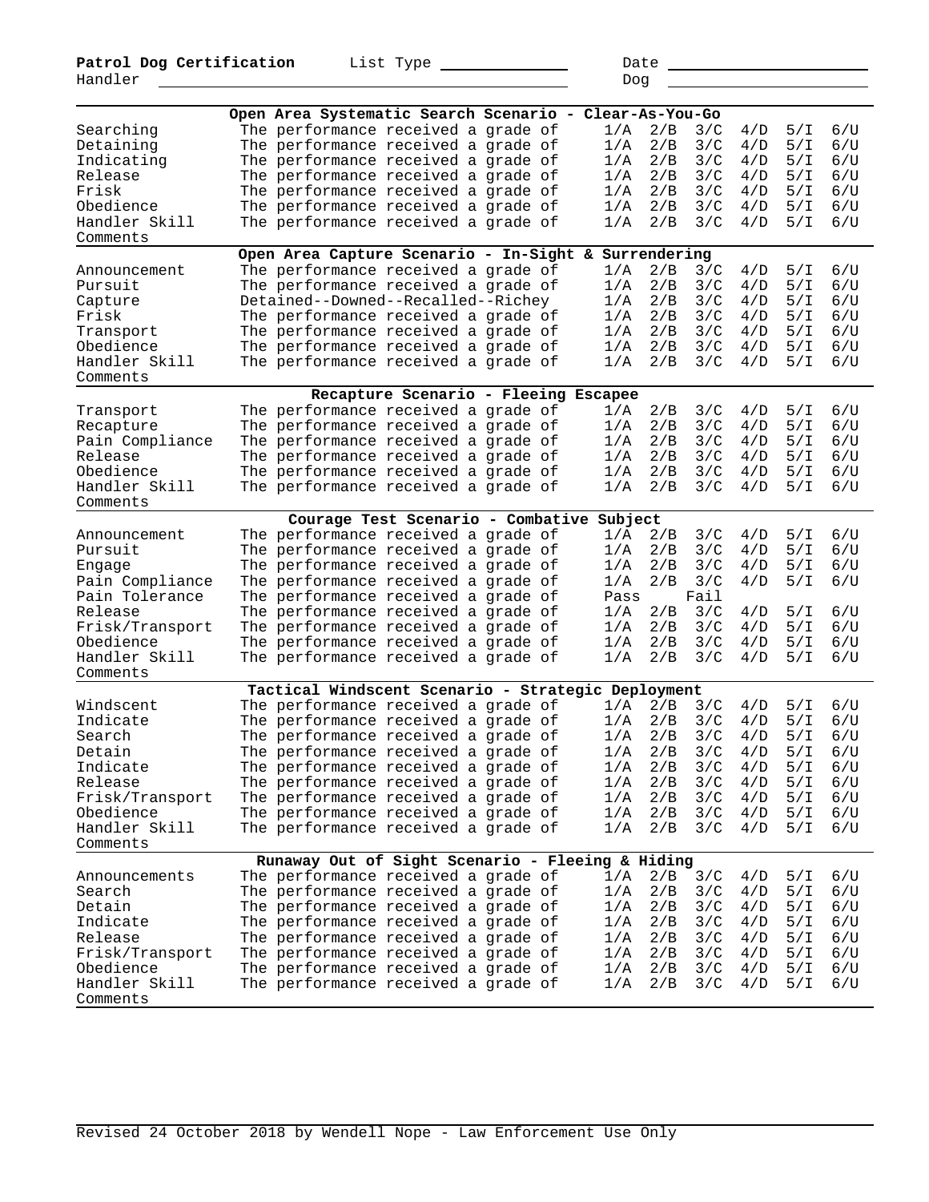**Patrol Dog Certification** List Type ______________ Date ________________________

Handler ________________________________________________ Dog ________________________

| | **Open Area Systematic Search Scenario - Clear-As-You-Go** | | | | | | |
|---|---|---|---|---|---|---|---|
| Searching | The performance received a grade of | 1/A | 2/B | 3/C | 4/D | 5/I | 6/U |
| Detaining | The performance received a grade of | 1/A | 2/B | 3/C | 4/D | 5/I | 6/U |
| Indicating | The performance received a grade of | 1/A | 2/B | 3/C | 4/D | 5/I | 6/U |
| Release | The performance received a grade of | 1/A | 2/B | 3/C | 4/D | 5/I | 6/U |
| Frisk | The performance received a grade of | 1/A | 2/B | 3/C | 4/D | 5/I | 6/U |
| Obedience | The performance received a grade of | 1/A | 2/B | 3/C | 4/D | 5/I | 6/U |
| Handler Skill | The performance received a grade of | 1/A | 2/B | 3/C | 4/D | 5/I | 6/U |
| Comments | | | | | | | |

| | **Open Area Capture Scenario - In-Sight & Surrendering** | | | | | | |
|---|---|---|---|---|---|---|---|
| Announcement | The performance received a grade of | 1/A | 2/B | 3/C | 4/D | 5/I | 6/U |
| Pursuit | The performance received a grade of | 1/A | 2/B | 3/C | 4/D | 5/I | 6/U |
| Capture | Detained--Downed--Recalled--Richey | 1/A | 2/B | 3/C | 4/D | 5/I | 6/U |
| Frisk | The performance received a grade of | 1/A | 2/B | 3/C | 4/D | 5/I | 6/U |
| Transport | The performance received a grade of | 1/A | 2/B | 3/C | 4/D | 5/I | 6/U |
| Obedience | The performance received a grade of | 1/A | 2/B | 3/C | 4/D | 5/I | 6/U |
| Handler Skill | The performance received a grade of | 1/A | 2/B | 3/C | 4/D | 5/I | 6/U |
| Comments | | | | | | | |

| | **Recapture Scenario - Fleeing Escapee** | | | | | | |
|---|---|---|---|---|---|---|---|
| Transport | The performance received a grade of | 1/A | 2/B | 3/C | 4/D | 5/I | 6/U |
| Recapture | The performance received a grade of | 1/A | 2/B | 3/C | 4/D | 5/I | 6/U |
| Pain Compliance | The performance received a grade of | 1/A | 2/B | 3/C | 4/D | 5/I | 6/U |
| Release | The performance received a grade of | 1/A | 2/B | 3/C | 4/D | 5/I | 6/U |
| Obedience | The performance received a grade of | 1/A | 2/B | 3/C | 4/D | 5/I | 6/U |
| Handler Skill | The performance received a grade of | 1/A | 2/B | 3/C | 4/D | 5/I | 6/U |
| Comments | | | | | | | |

| | **Courage Test Scenario - Combative Subject** | | | | | | |
|---|---|---|---|---|---|---|---|
| Announcement | The performance received a grade of | 1/A | 2/B | 3/C | 4/D | 5/I | 6/U |
| Pursuit | The performance received a grade of | 1/A | 2/B | 3/C | 4/D | 5/I | 6/U |
| Engage | The performance received a grade of | 1/A | 2/B | 3/C | 4/D | 5/I | 6/U |
| Pain Compliance | The performance received a grade of | 1/A | 2/B | 3/C | 4/D | 5/I | 6/U |
| Pain Tolerance | The performance received a grade of | Pass | | Fail | | | |
| Release | The performance received a grade of | 1/A | 2/B | 3/C | 4/D | 5/I | 6/U |
| Frisk/Transport | The performance received a grade of | 1/A | 2/B | 3/C | 4/D | 5/I | 6/U |
| Obedience | The performance received a grade of | 1/A | 2/B | 3/C | 4/D | 5/I | 6/U |
| Handler Skill | The performance received a grade of | 1/A | 2/B | 3/C | 4/D | 5/I | 6/U |
| Comments | | | | | | | |

| | **Tactical Windscent Scenario - Strategic Deployment** | | | | | | |
|---|---|---|---|---|---|---|---|
| Windscent | The performance received a grade of | 1/A | 2/B | 3/C | 4/D | 5/I | 6/U |
| Indicate | The performance received a grade of | 1/A | 2/B | 3/C | 4/D | 5/I | 6/U |
| Search | The performance received a grade of | 1/A | 2/B | 3/C | 4/D | 5/I | 6/U |
| Detain | The performance received a grade of | 1/A | 2/B | 3/C | 4/D | 5/I | 6/U |
| Indicate | The performance received a grade of | 1/A | 2/B | 3/C | 4/D | 5/I | 6/U |
| Release | The performance received a grade of | 1/A | 2/B | 3/C | 4/D | 5/I | 6/U |
| Frisk/Transport | The performance received a grade of | 1/A | 2/B | 3/C | 4/D | 5/I | 6/U |
| Obedience | The performance received a grade of | 1/A | 2/B | 3/C | 4/D | 5/I | 6/U |
| Handler Skill | The performance received a grade of | 1/A | 2/B | 3/C | 4/D | 5/I | 6/U |
| Comments | | | | | | | |

| | **Runaway Out of Sight Scenario - Fleeing & Hiding** | | | | | | |
|---|---|---|---|---|---|---|---|
| Announcements | The performance received a grade of | 1/A | 2/B | 3/C | 4/D | 5/I | 6/U |
| Search | The performance received a grade of | 1/A | 2/B | 3/C | 4/D | 5/I | 6/U |
| Detain | The performance received a grade of | 1/A | 2/B | 3/C | 4/D | 5/I | 6/U |
| Indicate | The performance received a grade of | 1/A | 2/B | 3/C | 4/D | 5/I | 6/U |
| Release | The performance received a grade of | 1/A | 2/B | 3/C | 4/D | 5/I | 6/U |
| Frisk/Transport | The performance received a grade of | 1/A | 2/B | 3/C | 4/D | 5/I | 6/U |
| Obedience | The performance received a grade of | 1/A | 2/B | 3/C | 4/D | 5/I | 6/U |
| Handler Skill | The performance received a grade of | 1/A | 2/B | 3/C | 4/D | 5/I | 6/U |
| Comments | | | | | | | |

Revised 24 October 2018 by Wendell Nope - Law Enforcement Use Only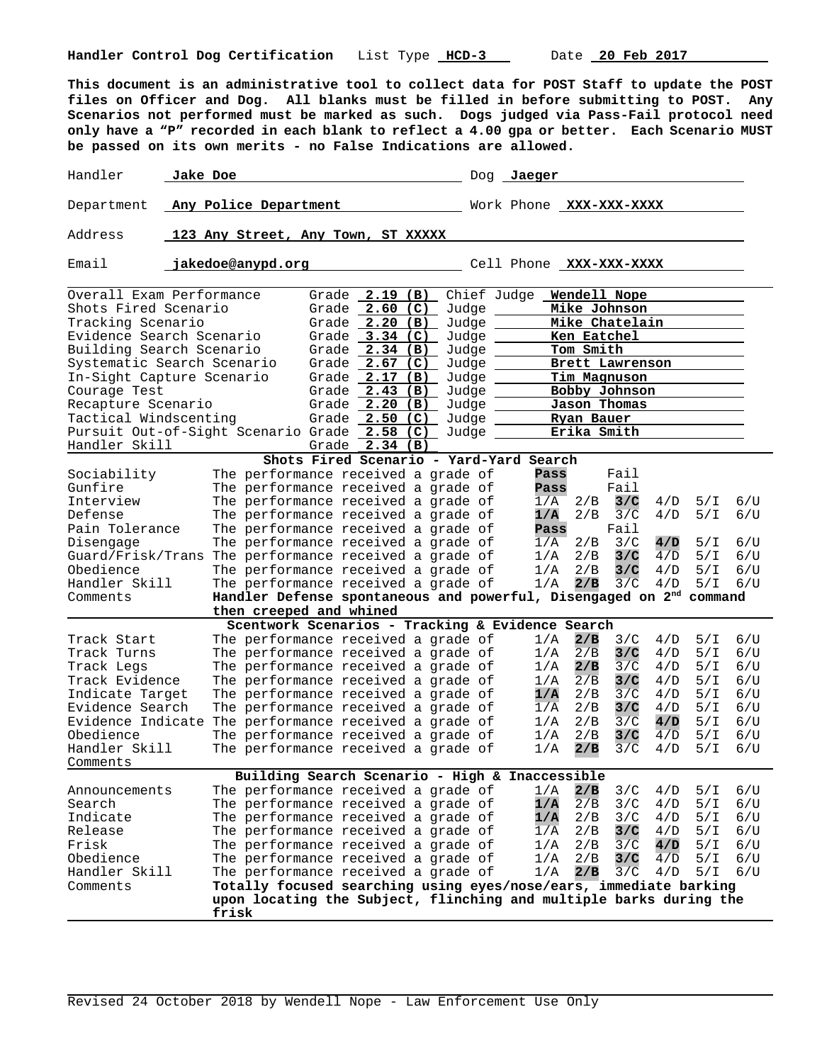**Handler Control Dog Certification** List Type **HCD-3** Date **20 Feb 2017**

**This document is an administrative tool to collect data for POST Staff to update the POST files on Officer and Dog. All blanks must be filled in before submitting to POST. Any Scenarios not performed must be marked as such. Dogs judged via Pass-Fail protocol need only have a "P" recorded in each blank to reflect a 4.00 gpa or better. Each Scenario MUST be passed on its own merits - no False Indications are allowed.**

| | | | |
|---|---|---|---|
| Handler | **Jake Doe** | Dog | **Jaeger** |
| Department | **Any Police Department** | Work Phone | **XXX-XXX-XXXX** |
| Address | **123 Any Street, Any Town, ST XXXXX** | | |
| Email | **jakedoe@anypd.org** | Cell Phone | **XXX-XXX-XXXX** |

| | Grade | | |
|---|---|---|---|
| Overall Exam Performance | **2.19 (B)** | Chief Judge | **Wendell Nope** |
| Shots Fired Scenario | **2.60 (C)** | Judge | **Mike Johnson** |
| Tracking Scenario | **2.20 (B)** | Judge | **Mike Chatelain** |
| Evidence Search Scenario | **3.34 (C)** | Judge | **Ken Eatchel** |
| Building Search Scenario | **2.34 (B)** | Judge | **Tom Smith** |
| Systematic Search Scenario | **2.67 (C)** | Judge | **Brett Lawrenson** |
| In-Sight Capture Scenario | **2.17 (B)** | Judge | **Tim Magnuson** |
| Courage Test | **2.43 (B)** | Judge | **Bobby Johnson** |
| Recapture Scenario | **2.20 (B)** | Judge | **Jason Thomas** |
| Tactical Windscenting | **2.50 (C)** | Judge | **Ryan Bauer** |
| Pursuit Out-of-Sight Scenario | **2.58 (C)** | Judge | **Erika Smith** |
| Handler Skill | **2.34 (B)** | | |

**Shots Fired Scenario - Yard-Yard Search**

| | | | | | | | |
|---|---|---|---|---|---|---|---|
| Sociability | The performance received a grade of | **Pass** | | Fail | | | |
| Gunfire | The performance received a grade of | **Pass** | | Fail | | | |
| Interview | The performance received a grade of | 1/A | 2/B | **3/C** | 4/D | 5/I | 6/U |
| Defense | The performance received a grade of | **1/A** | 2/B | 3/C | 4/D | 5/I | 6/U |
| Pain Tolerance | The performance received a grade of | **Pass** | | Fail | | | |
| Disengage | The performance received a grade of | 1/A | 2/B | 3/C | **4/D** | 5/I | 6/U |
| Guard/Frisk/Trans | The performance received a grade of | 1/A | 2/B | **3/C** | 4/D | 5/I | 6/U |
| Obedience | The performance received a grade of | 1/A | 2/B | **3/C** | 4/D | 5/I | 6/U |
| Handler Skill | The performance received a grade of | 1/A | **2/B** | 3/C | 4/D | 5/I | 6/U |

Comments: **Handler Defense spontaneous and powerful, Disengaged on 2nd command then creeped and whined**

**Scentwork Scenarios - Tracking & Evidence Search**

| | | | | | | | |
|---|---|---|---|---|---|---|---|
| Track Start | The performance received a grade of | 1/A | **2/B** | 3/C | 4/D | 5/I | 6/U |
| Track Turns | The performance received a grade of | 1/A | 2/B | **3/C** | 4/D | 5/I | 6/U |
| Track Legs | The performance received a grade of | 1/A | **2/B** | 3/C | 4/D | 5/I | 6/U |
| Track Evidence | The performance received a grade of | 1/A | 2/B | **3/C** | 4/D | 5/I | 6/U |
| Indicate Target | The performance received a grade of | **1/A** | 2/B | 3/C | 4/D | 5/I | 6/U |
| Evidence Search | The performance received a grade of | 1/A | 2/B | **3/C** | 4/D | 5/I | 6/U |
| Evidence Indicate | The performance received a grade of | 1/A | 2/B | 3/C | **4/D** | 5/I | 6/U |
| Obedience | The performance received a grade of | 1/A | 2/B | **3/C** | 4/D | 5/I | 6/U |
| Handler Skill | The performance received a grade of | 1/A | **2/B** | 3/C | 4/D | 5/I | 6/U |

Comments:

**Building Search Scenario - High & Inaccessible**

| | | | | | | | |
|---|---|---|---|---|---|---|---|
| Announcements | The performance received a grade of | 1/A | **2/B** | 3/C | 4/D | 5/I | 6/U |
| Search | The performance received a grade of | **1/A** | 2/B | 3/C | 4/D | 5/I | 6/U |
| Indicate | The performance received a grade of | **1/A** | 2/B | 3/C | 4/D | 5/I | 6/U |
| Release | The performance received a grade of | 1/A | 2/B | **3/C** | 4/D | 5/I | 6/U |
| Frisk | The performance received a grade of | 1/A | 2/B | 3/C | **4/D** | 5/I | 6/U |
| Obedience | The performance received a grade of | 1/A | 2/B | **3/C** | 4/D | 5/I | 6/U |
| Handler Skill | The performance received a grade of | 1/A | **2/B** | 3/C | 4/D | 5/I | 6/U |

Comments: **Totally focused searching using eyes/nose/ears, immediate barking upon locating the Subject, flinching and multiple barks during the frisk**

Revised 24 October 2018 by Wendell Nope - Law Enforcement Use Only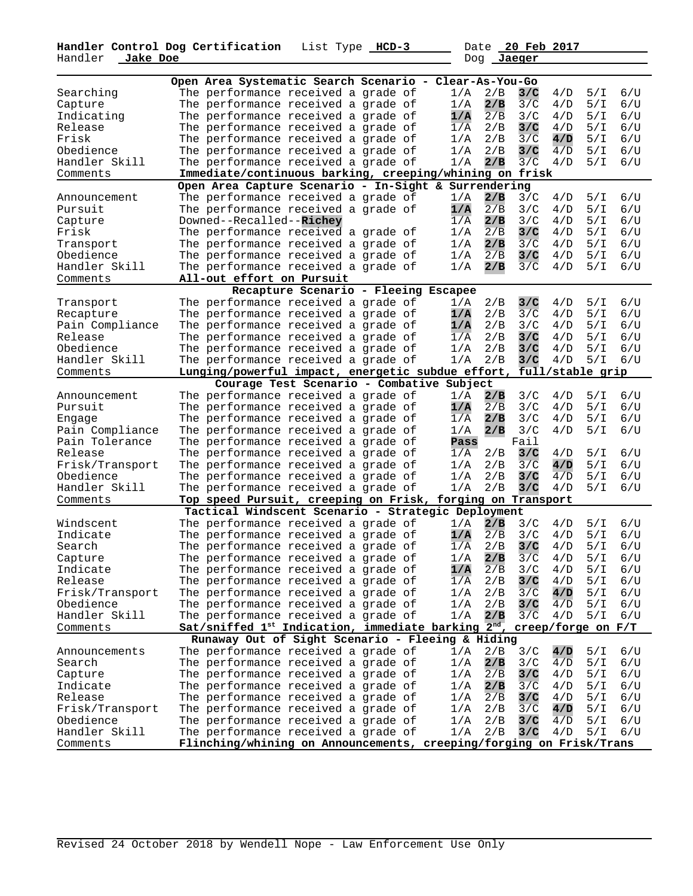**Handler Control Dog Certification** List Type **HCD-3** Date **20 Feb 2017**
Handler **Jake Doe** Dog **Jaeger**

| | Open Area Systematic Search Scenario - Clear-As-You-Go | | | | | | |
|---|---|---|---|---|---|---|---|
| Searching | The performance received a grade of | 1/A | 2/B | **3/C** | 4/D | 5/I | 6/U |
| Capture | The performance received a grade of | 1/A | **2/B** | 3/C | 4/D | 5/I | 6/U |
| Indicating | The performance received a grade of | **1/A** | 2/B | 3/C | 4/D | 5/I | 6/U |
| Release | The performance received a grade of | 1/A | 2/B | **3/C** | 4/D | 5/I | 6/U |
| Frisk | The performance received a grade of | 1/A | 2/B | 3/C | **4/D** | 5/I | 6/U |
| Obedience | The performance received a grade of | 1/A | 2/B | **3/C** | 4/D | 5/I | 6/U |
| Handler Skill | The performance received a grade of | 1/A | **2/B** | 3/C | 4/D | 5/I | 6/U |
| Comments | **Immediate/continuous barking, creeping/whining on frisk** | | | | | | |
| | **Open Area Capture Scenario - In-Sight & Surrendering** | | | | | | |
| Announcement | The performance received a grade of | 1/A | **2/B** | 3/C | 4/D | 5/I | 6/U |
| Pursuit | The performance received a grade of | **1/A** | 2/B | 3/C | 4/D | 5/I | 6/U |
| Capture | Downed--Recalled--**Richey** | 1/A | **2/B** | 3/C | 4/D | 5/I | 6/U |
| Frisk | The performance received a grade of | 1/A | 2/B | **3/C** | 4/D | 5/I | 6/U |
| Transport | The performance received a grade of | 1/A | **2/B** | 3/C | 4/D | 5/I | 6/U |
| Obedience | The performance received a grade of | 1/A | 2/B | **3/C** | 4/D | 5/I | 6/U |
| Handler Skill | The performance received a grade of | 1/A | **2/B** | 3/C | 4/D | 5/I | 6/U |
| Comments | **All-out effort on Pursuit** | | | | | | |
| | **Recapture Scenario - Fleeing Escapee** | | | | | | |
| Transport | The performance received a grade of | 1/A | 2/B | **3/C** | 4/D | 5/I | 6/U |
| Recapture | The performance received a grade of | **1/A** | 2/B | 3/C | 4/D | 5/I | 6/U |
| Pain Compliance | The performance received a grade of | **1/A** | 2/B | 3/C | 4/D | 5/I | 6/U |
| Release | The performance received a grade of | 1/A | 2/B | **3/C** | 4/D | 5/I | 6/U |
| Obedience | The performance received a grade of | 1/A | 2/B | **3/C** | 4/D | 5/I | 6/U |
| Handler Skill | The performance received a grade of | 1/A | 2/B | **3/C** | 4/D | 5/I | 6/U |
| Comments | **Lunging/powerful impact, energetic subdue effort, full/stable grip** | | | | | | |
| | **Courage Test Scenario - Combative Subject** | | | | | | |
| Announcement | The performance received a grade of | 1/A | **2/B** | 3/C | 4/D | 5/I | 6/U |
| Pursuit | The performance received a grade of | **1/A** | 2/B | 3/C | 4/D | 5/I | 6/U |
| Engage | The performance received a grade of | 1/A | **2/B** | 3/C | 4/D | 5/I | 6/U |
| Pain Compliance | The performance received a grade of | 1/A | **2/B** | 3/C | 4/D | 5/I | 6/U |
| Pain Tolerance | The performance received a grade of | **Pass** | | Fail | | | |
| Release | The performance received a grade of | 1/A | 2/B | **3/C** | 4/D | 5/I | 6/U |
| Frisk/Transport | The performance received a grade of | 1/A | 2/B | 3/C | **4/D** | 5/I | 6/U |
| Obedience | The performance received a grade of | 1/A | 2/B | **3/C** | 4/D | 5/I | 6/U |
| Handler Skill | The performance received a grade of | 1/A | 2/B | **3/C** | 4/D | 5/I | 6/U |
| Comments | **Top speed Pursuit, creeping on Frisk, forging on Transport** | | | | | | |
| | **Tactical Windscent Scenario - Strategic Deployment** | | | | | | |
| Windscent | The performance received a grade of | 1/A | **2/B** | 3/C | 4/D | 5/I | 6/U |
| Indicate | The performance received a grade of | **1/A** | 2/B | 3/C | 4/D | 5/I | 6/U |
| Search | The performance received a grade of | 1/A | 2/B | **3/C** | 4/D | 5/I | 6/U |
| Capture | The performance received a grade of | 1/A | **2/B** | 3/C | 4/D | 5/I | 6/U |
| Indicate | The performance received a grade of | **1/A** | 2/B | 3/C | 4/D | 5/I | 6/U |
| Release | The performance received a grade of | 1/A | 2/B | **3/C** | 4/D | 5/I | 6/U |
| Frisk/Transport | The performance received a grade of | 1/A | 2/B | 3/C | **4/D** | 5/I | 6/U |
| Obedience | The performance received a grade of | 1/A | 2/B | **3/C** | 4/D | 5/I | 6/U |
| Handler Skill | The performance received a grade of | 1/A | **2/B** | 3/C | 4/D | 5/I | 6/U |
| Comments | **Sat/sniffed 1st Indication, immediate barking 2nd, creep/forge on F/T** | | | | | | |
| | **Runaway Out of Sight Scenario - Fleeing & Hiding** | | | | | | |
| Announcements | The performance received a grade of | 1/A | 2/B | 3/C | **4/D** | 5/I | 6/U |
| Search | The performance received a grade of | 1/A | **2/B** | 3/C | 4/D | 5/I | 6/U |
| Capture | The performance received a grade of | 1/A | 2/B | **3/C** | 4/D | 5/I | 6/U |
| Indicate | The performance received a grade of | 1/A | **2/B** | 3/C | 4/D | 5/I | 6/U |
| Release | The performance received a grade of | 1/A | 2/B | **3/C** | 4/D | 5/I | 6/U |
| Frisk/Transport | The performance received a grade of | 1/A | 2/B | 3/C | **4/D** | 5/I | 6/U |
| Obedience | The performance received a grade of | 1/A | 2/B | **3/C** | 4/D | 5/I | 6/U |
| Handler Skill | The performance received a grade of | 1/A | 2/B | **3/C** | 4/D | 5/I | 6/U |
| Comments | **Flinching/whining on Announcements, creeping/forging on Frisk/Trans** | | | | | | |

Revised 24 October 2018 by Wendell Nope - Law Enforcement Use Only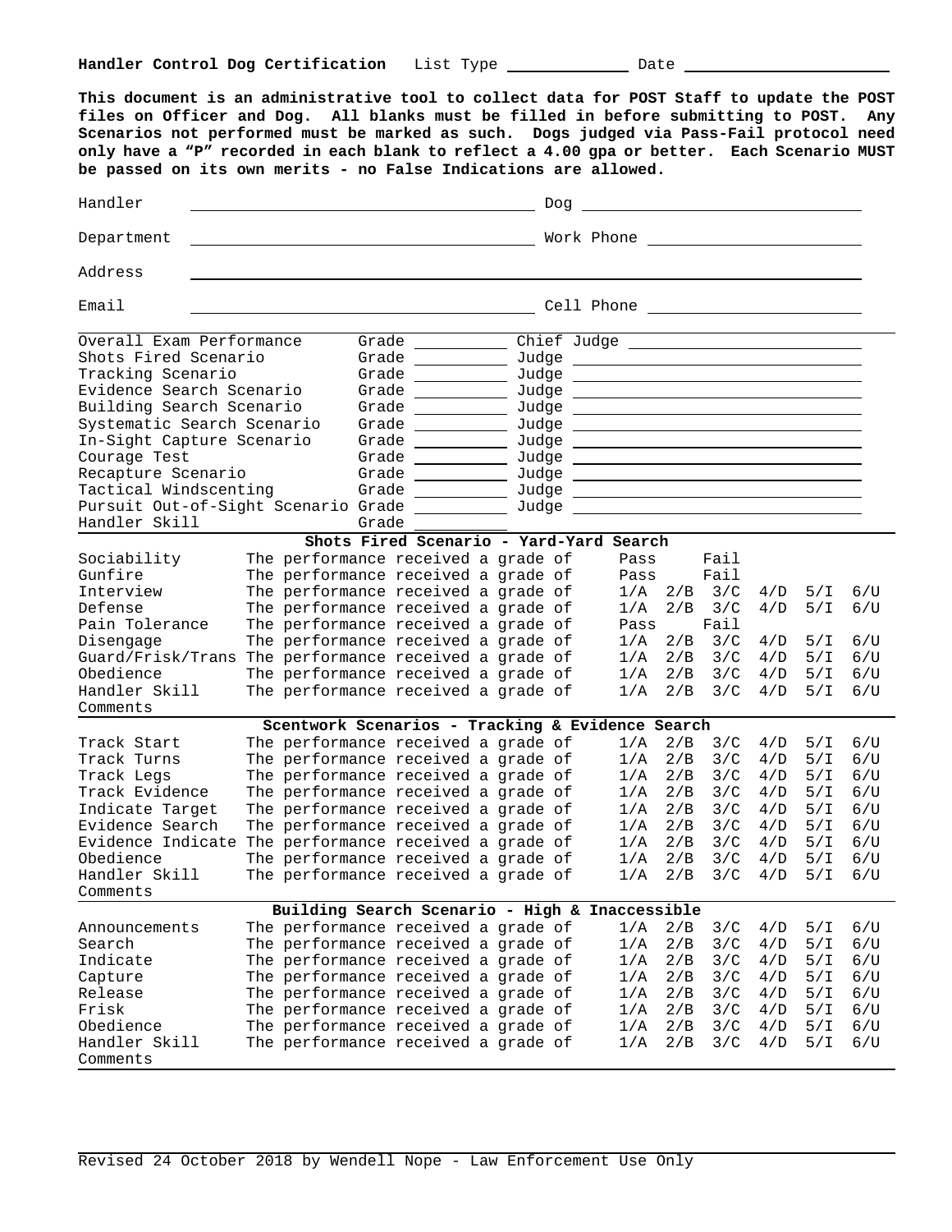**Handler Control Dog Certification** List Type ____________ Date ____________________

**This document is an administrative tool to collect data for POST Staff to update the POST files on Officer and Dog. All blanks must be filled in before submitting to POST. Any Scenarios not performed must be marked as such. Dogs judged via Pass-Fail protocol need only have a "P" recorded in each blank to reflect a 4.00 gpa or better. Each Scenario MUST be passed on its own merits - no False Indications are allowed.**

Handler ______________________________ Dog ______________________________

Department ______________________________ Work Phone ______________________________

Address ____________________________________________________________

Email ______________________________ Cell Phone ______________________________

| | | |
|---|---|---|
| Overall Exam Performance | Grade ________ | Chief Judge ______________________ |
| Shots Fired Scenario | Grade ________ | Judge ______________________ |
| Tracking Scenario | Grade ________ | Judge ______________________ |
| Evidence Search Scenario | Grade ________ | Judge ______________________ |
| Building Search Scenario | Grade ________ | Judge ______________________ |
| Systematic Search Scenario | Grade ________ | Judge ______________________ |
| In-Sight Capture Scenario | Grade ________ | Judge ______________________ |
| Courage Test | Grade ________ | Judge ______________________ |
| Recapture Scenario | Grade ________ | Judge ______________________ |
| Tactical Windscenting | Grade ________ | Judge ______________________ |
| Pursuit Out-of-Sight Scenario | Grade ________ | Judge ______________________ |
| Handler Skill | Grade ________ | |

**Shots Fired Scenario - Yard-Yard Search**

| | | | | | | | |
|---|---|---|---|---|---|---|---|
| Sociability | The performance received a grade of | Pass | | Fail | | | |
| Gunfire | The performance received a grade of | Pass | | Fail | | | |
| Interview | The performance received a grade of | 1/A | 2/B | 3/C | 4/D | 5/I | 6/U |
| Defense | The performance received a grade of | 1/A | 2/B | 3/C | 4/D | 5/I | 6/U |
| Pain Tolerance | The performance received a grade of | Pass | | Fail | | | |
| Disengage | The performance received a grade of | 1/A | 2/B | 3/C | 4/D | 5/I | 6/U |
| Guard/Frisk/Trans | The performance received a grade of | 1/A | 2/B | 3/C | 4/D | 5/I | 6/U |
| Obedience | The performance received a grade of | 1/A | 2/B | 3/C | 4/D | 5/I | 6/U |
| Handler Skill | The performance received a grade of | 1/A | 2/B | 3/C | 4/D | 5/I | 6/U |

Comments

**Scentwork Scenarios - Tracking & Evidence Search**

| | | | | | | | |
|---|---|---|---|---|---|---|---|
| Track Start | The performance received a grade of | 1/A | 2/B | 3/C | 4/D | 5/I | 6/U |
| Track Turns | The performance received a grade of | 1/A | 2/B | 3/C | 4/D | 5/I | 6/U |
| Track Legs | The performance received a grade of | 1/A | 2/B | 3/C | 4/D | 5/I | 6/U |
| Track Evidence | The performance received a grade of | 1/A | 2/B | 3/C | 4/D | 5/I | 6/U |
| Indicate Target | The performance received a grade of | 1/A | 2/B | 3/C | 4/D | 5/I | 6/U |
| Evidence Search | The performance received a grade of | 1/A | 2/B | 3/C | 4/D | 5/I | 6/U |
| Evidence Indicate | The performance received a grade of | 1/A | 2/B | 3/C | 4/D | 5/I | 6/U |
| Obedience | The performance received a grade of | 1/A | 2/B | 3/C | 4/D | 5/I | 6/U |
| Handler Skill | The performance received a grade of | 1/A | 2/B | 3/C | 4/D | 5/I | 6/U |

Comments

**Building Search Scenario - High & Inaccessible**

| | | | | | | | |
|---|---|---|---|---|---|---|---|
| Announcements | The performance received a grade of | 1/A | 2/B | 3/C | 4/D | 5/I | 6/U |
| Search | The performance received a grade of | 1/A | 2/B | 3/C | 4/D | 5/I | 6/U |
| Indicate | The performance received a grade of | 1/A | 2/B | 3/C | 4/D | 5/I | 6/U |
| Capture | The performance received a grade of | 1/A | 2/B | 3/C | 4/D | 5/I | 6/U |
| Release | The performance received a grade of | 1/A | 2/B | 3/C | 4/D | 5/I | 6/U |
| Frisk | The performance received a grade of | 1/A | 2/B | 3/C | 4/D | 5/I | 6/U |
| Obedience | The performance received a grade of | 1/A | 2/B | 3/C | 4/D | 5/I | 6/U |
| Handler Skill | The performance received a grade of | 1/A | 2/B | 3/C | 4/D | 5/I | 6/U |

Comments

Revised 24 October 2018 by Wendell Nope - Law Enforcement Use Only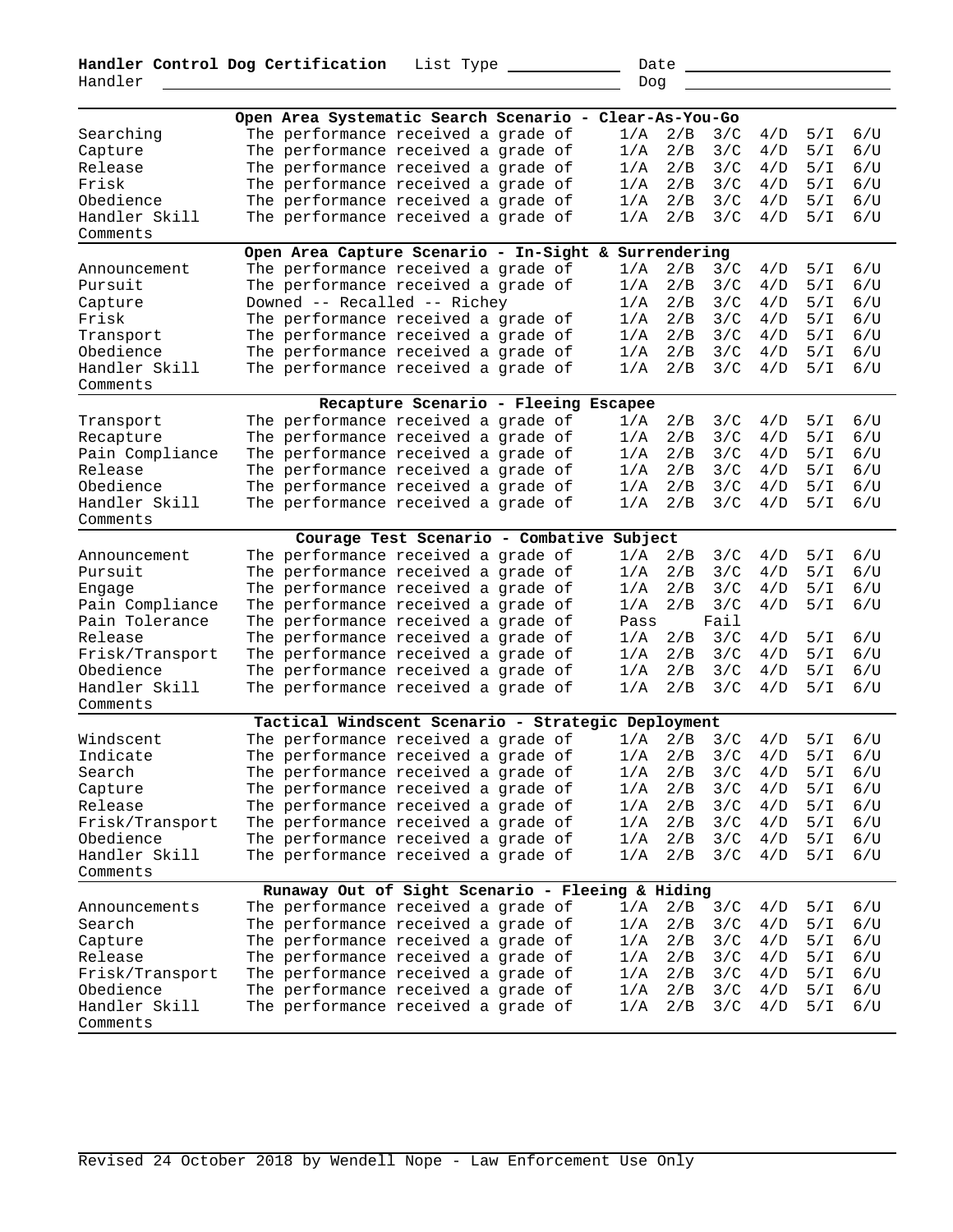**Handler Control Dog Certification** List Type ____________ Date ______________________

Handler ________________________________________________ Dog ______________________

| | | | | | | | |
|---|---|---|---|---|---|---|---|
| **Open Area Systematic Search Scenario - Clear-As-You-Go** | | | | | | | |
| Searching | The performance received a grade of | 1/A | 2/B | 3/C | 4/D | 5/I | 6/U |
| Capture | The performance received a grade of | 1/A | 2/B | 3/C | 4/D | 5/I | 6/U |
| Release | The performance received a grade of | 1/A | 2/B | 3/C | 4/D | 5/I | 6/U |
| Frisk | The performance received a grade of | 1/A | 2/B | 3/C | 4/D | 5/I | 6/U |
| Obedience | The performance received a grade of | 1/A | 2/B | 3/C | 4/D | 5/I | 6/U |
| Handler Skill | The performance received a grade of | 1/A | 2/B | 3/C | 4/D | 5/I | 6/U |
| Comments | | | | | | | |
| **Open Area Capture Scenario - In-Sight & Surrendering** | | | | | | | |
| Announcement | The performance received a grade of | 1/A | 2/B | 3/C | 4/D | 5/I | 6/U |
| Pursuit | The performance received a grade of | 1/A | 2/B | 3/C | 4/D | 5/I | 6/U |
| Capture | Downed -- Recalled -- Richey | 1/A | 2/B | 3/C | 4/D | 5/I | 6/U |
| Frisk | The performance received a grade of | 1/A | 2/B | 3/C | 4/D | 5/I | 6/U |
| Transport | The performance received a grade of | 1/A | 2/B | 3/C | 4/D | 5/I | 6/U |
| Obedience | The performance received a grade of | 1/A | 2/B | 3/C | 4/D | 5/I | 6/U |
| Handler Skill | The performance received a grade of | 1/A | 2/B | 3/C | 4/D | 5/I | 6/U |
| Comments | | | | | | | |
| **Recapture Scenario - Fleeing Escapee** | | | | | | | |
| Transport | The performance received a grade of | 1/A | 2/B | 3/C | 4/D | 5/I | 6/U |
| Recapture | The performance received a grade of | 1/A | 2/B | 3/C | 4/D | 5/I | 6/U |
| Pain Compliance | The performance received a grade of | 1/A | 2/B | 3/C | 4/D | 5/I | 6/U |
| Release | The performance received a grade of | 1/A | 2/B | 3/C | 4/D | 5/I | 6/U |
| Obedience | The performance received a grade of | 1/A | 2/B | 3/C | 4/D | 5/I | 6/U |
| Handler Skill | The performance received a grade of | 1/A | 2/B | 3/C | 4/D | 5/I | 6/U |
| Comments | | | | | | | |
| **Courage Test Scenario - Combative Subject** | | | | | | | |
| Announcement | The performance received a grade of | 1/A | 2/B | 3/C | 4/D | 5/I | 6/U |
| Pursuit | The performance received a grade of | 1/A | 2/B | 3/C | 4/D | 5/I | 6/U |
| Engage | The performance received a grade of | 1/A | 2/B | 3/C | 4/D | 5/I | 6/U |
| Pain Compliance | The performance received a grade of | 1/A | 2/B | 3/C | 4/D | 5/I | 6/U |
| Pain Tolerance | The performance received a grade of | Pass | | Fail | | | |
| Release | The performance received a grade of | 1/A | 2/B | 3/C | 4/D | 5/I | 6/U |
| Frisk/Transport | The performance received a grade of | 1/A | 2/B | 3/C | 4/D | 5/I | 6/U |
| Obedience | The performance received a grade of | 1/A | 2/B | 3/C | 4/D | 5/I | 6/U |
| Handler Skill | The performance received a grade of | 1/A | 2/B | 3/C | 4/D | 5/I | 6/U |
| Comments | | | | | | | |
| **Tactical Windscent Scenario - Strategic Deployment** | | | | | | | |
| Windscent | The performance received a grade of | 1/A | 2/B | 3/C | 4/D | 5/I | 6/U |
| Indicate | The performance received a grade of | 1/A | 2/B | 3/C | 4/D | 5/I | 6/U |
| Search | The performance received a grade of | 1/A | 2/B | 3/C | 4/D | 5/I | 6/U |
| Capture | The performance received a grade of | 1/A | 2/B | 3/C | 4/D | 5/I | 6/U |
| Release | The performance received a grade of | 1/A | 2/B | 3/C | 4/D | 5/I | 6/U |
| Frisk/Transport | The performance received a grade of | 1/A | 2/B | 3/C | 4/D | 5/I | 6/U |
| Obedience | The performance received a grade of | 1/A | 2/B | 3/C | 4/D | 5/I | 6/U |
| Handler Skill | The performance received a grade of | 1/A | 2/B | 3/C | 4/D | 5/I | 6/U |
| Comments | | | | | | | |
| **Runaway Out of Sight Scenario - Fleeing & Hiding** | | | | | | | |
| Announcements | The performance received a grade of | 1/A | 2/B | 3/C | 4/D | 5/I | 6/U |
| Search | The performance received a grade of | 1/A | 2/B | 3/C | 4/D | 5/I | 6/U |
| Capture | The performance received a grade of | 1/A | 2/B | 3/C | 4/D | 5/I | 6/U |
| Release | The performance received a grade of | 1/A | 2/B | 3/C | 4/D | 5/I | 6/U |
| Frisk/Transport | The performance received a grade of | 1/A | 2/B | 3/C | 4/D | 5/I | 6/U |
| Obedience | The performance received a grade of | 1/A | 2/B | 3/C | 4/D | 5/I | 6/U |
| Handler Skill | The performance received a grade of | 1/A | 2/B | 3/C | 4/D | 5/I | 6/U |
| Comments | | | | | | | |

Revised 24 October 2018 by Wendell Nope - Law Enforcement Use Only